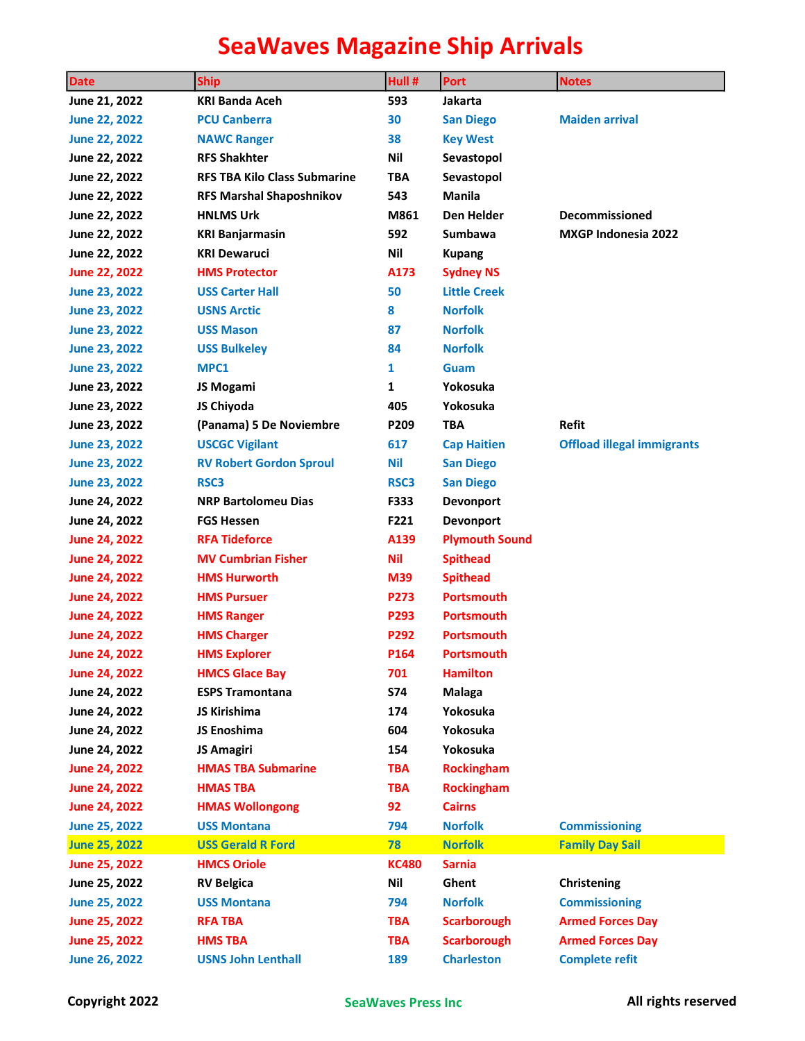# SeaWaves Magazine Ship Arrivals

| Date | Ship | Hull # | Port | Notes |
|---|---|---|---|---|
| June 21, 2022 | KRI Banda Aceh | 593 | Jakarta | |
| June 22, 2022 | PCU Canberra | 30 | San Diego | Maiden arrival |
| June 22, 2022 | NAWC Ranger | 38 | Key West | |
| June 22, 2022 | RFS Shakhter | Nil | Sevastopol | |
| June 22, 2022 | RFS TBA Kilo Class Submarine | TBA | Sevastopol | |
| June 22, 2022 | RFS Marshal Shaposhnikov | 543 | Manila | |
| June 22, 2022 | HNLMS Urk | M861 | Den Helder | Decommissioned |
| June 22, 2022 | KRI Banjarmasin | 592 | Sumbawa | MXGP Indonesia 2022 |
| June 22, 2022 | KRI Dewaruci | Nil | Kupang | |
| June 22, 2022 | HMS Protector | A173 | Sydney NS | |
| June 23, 2022 | USS Carter Hall | 50 | Little Creek | |
| June 23, 2022 | USNS Arctic | 8 | Norfolk | |
| June 23, 2022 | USS Mason | 87 | Norfolk | |
| June 23, 2022 | USS Bulkeley | 84 | Norfolk | |
| June 23, 2022 | MPC1 | 1 | Guam | |
| June 23, 2022 | JS Mogami | 1 | Yokosuka | |
| June 23, 2022 | JS Chiyoda | 405 | Yokosuka | |
| June 23, 2022 | (Panama) 5 De Noviembre | P209 | TBA | Refit |
| June 23, 2022 | USCGC Vigilant | 617 | Cap Haitien | Offload illegal immigrants |
| June 23, 2022 | RV Robert Gordon Sproul | Nil | San Diego | |
| June 23, 2022 | RSC3 | RSC3 | San Diego | |
| June 24, 2022 | NRP Bartolomeu Dias | F333 | Devonport | |
| June 24, 2022 | FGS Hessen | F221 | Devonport | |
| June 24, 2022 | RFA Tideforce | A139 | Plymouth Sound | |
| June 24, 2022 | MV Cumbrian Fisher | Nil | Spithead | |
| June 24, 2022 | HMS Hurworth | M39 | Spithead | |
| June 24, 2022 | HMS Pursuer | P273 | Portsmouth | |
| June 24, 2022 | HMS Ranger | P293 | Portsmouth | |
| June 24, 2022 | HMS Charger | P292 | Portsmouth | |
| June 24, 2022 | HMS Explorer | P164 | Portsmouth | |
| June 24, 2022 | HMCS Glace Bay | 701 | Hamilton | |
| June 24, 2022 | ESPS Tramontana | S74 | Malaga | |
| June 24, 2022 | JS Kirishima | 174 | Yokosuka | |
| June 24, 2022 | JS Enoshima | 604 | Yokosuka | |
| June 24, 2022 | JS Amagiri | 154 | Yokosuka | |
| June 24, 2022 | HMAS TBA Submarine | TBA | Rockingham | |
| June 24, 2022 | HMAS TBA | TBA | Rockingham | |
| June 24, 2022 | HMAS Wollongong | 92 | Cairns | |
| June 25, 2022 | USS Montana | 794 | Norfolk | Commissioning |
| June 25, 2022 | USS Gerald R Ford | 78 | Norfolk | Family Day Sail |
| June 25, 2022 | HMCS Oriole | KC480 | Sarnia | |
| June 25, 2022 | RV Belgica | Nil | Ghent | Christening |
| June 25, 2022 | USS Montana | 794 | Norfolk | Commissioning |
| June 25, 2022 | RFA TBA | TBA | Scarborough | Armed Forces Day |
| June 25, 2022 | HMS TBA | TBA | Scarborough | Armed Forces Day |
| June 26, 2022 | USNS John Lenthall | 189 | Charleston | Complete refit |

Copyright 2022 SeaWaves Press Inc All rights reserved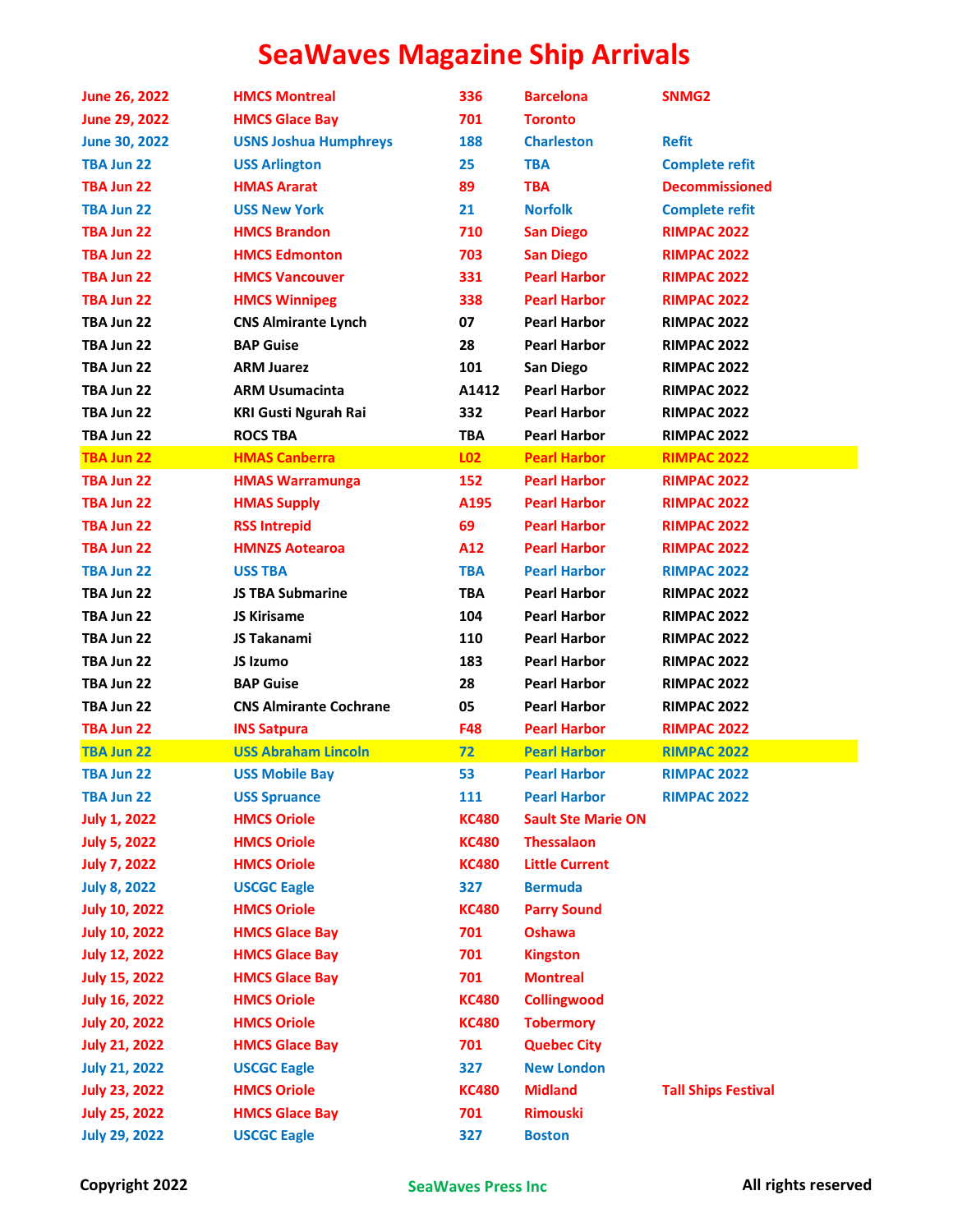# SeaWaves Magazine Ship Arrivals

| | | | | |
|---|---|---|---|---|
| June 26, 2022 | HMCS Montreal | 336 | Barcelona | SNMG2 |
| June 29, 2022 | HMCS Glace Bay | 701 | Toronto | |
| June 30, 2022 | USNS Joshua Humphreys | 188 | Charleston | Refit |
| TBA Jun 22 | USS Arlington | 25 | TBA | Complete refit |
| TBA Jun 22 | HMAS Ararat | 89 | TBA | Decommissioned |
| TBA Jun 22 | USS New York | 21 | Norfolk | Complete refit |
| TBA Jun 22 | HMCS Brandon | 710 | San Diego | RIMPAC 2022 |
| TBA Jun 22 | HMCS Edmonton | 703 | San Diego | RIMPAC 2022 |
| TBA Jun 22 | HMCS Vancouver | 331 | Pearl Harbor | RIMPAC 2022 |
| TBA Jun 22 | HMCS Winnipeg | 338 | Pearl Harbor | RIMPAC 2022 |
| TBA Jun 22 | CNS Almirante Lynch | 07 | Pearl Harbor | RIMPAC 2022 |
| TBA Jun 22 | BAP Guise | 28 | Pearl Harbor | RIMPAC 2022 |
| TBA Jun 22 | ARM Juarez | 101 | San Diego | RIMPAC 2022 |
| TBA Jun 22 | ARM Usumacinta | A1412 | Pearl Harbor | RIMPAC 2022 |
| TBA Jun 22 | KRI Gusti Ngurah Rai | 332 | Pearl Harbor | RIMPAC 2022 |
| TBA Jun 22 | ROCS TBA | TBA | Pearl Harbor | RIMPAC 2022 |
| TBA Jun 22 | HMAS Canberra | L02 | Pearl Harbor | RIMPAC 2022 |
| TBA Jun 22 | HMAS Warramunga | 152 | Pearl Harbor | RIMPAC 2022 |
| TBA Jun 22 | HMAS Supply | A195 | Pearl Harbor | RIMPAC 2022 |
| TBA Jun 22 | RSS Intrepid | 69 | Pearl Harbor | RIMPAC 2022 |
| TBA Jun 22 | HMNZS Aotearoa | A12 | Pearl Harbor | RIMPAC 2022 |
| TBA Jun 22 | USS TBA | TBA | Pearl Harbor | RIMPAC 2022 |
| TBA Jun 22 | JS TBA Submarine | TBA | Pearl Harbor | RIMPAC 2022 |
| TBA Jun 22 | JS Kirisame | 104 | Pearl Harbor | RIMPAC 2022 |
| TBA Jun 22 | JS Takanami | 110 | Pearl Harbor | RIMPAC 2022 |
| TBA Jun 22 | JS Izumo | 183 | Pearl Harbor | RIMPAC 2022 |
| TBA Jun 22 | BAP Guise | 28 | Pearl Harbor | RIMPAC 2022 |
| TBA Jun 22 | CNS Almirante Cochrane | 05 | Pearl Harbor | RIMPAC 2022 |
| TBA Jun 22 | INS Satpura | F48 | Pearl Harbor | RIMPAC 2022 |
| TBA Jun 22 | USS Abraham Lincoln | 72 | Pearl Harbor | RIMPAC 2022 |
| TBA Jun 22 | USS Mobile Bay | 53 | Pearl Harbor | RIMPAC 2022 |
| TBA Jun 22 | USS Spruance | 111 | Pearl Harbor | RIMPAC 2022 |
| July 1, 2022 | HMCS Oriole | KC480 | Sault Ste Marie ON | |
| July 5, 2022 | HMCS Oriole | KC480 | Thessalaon | |
| July 7, 2022 | HMCS Oriole | KC480 | Little Current | |
| July 8, 2022 | USCGC Eagle | 327 | Bermuda | |
| July 10, 2022 | HMCS Oriole | KC480 | Parry Sound | |
| July 10, 2022 | HMCS Glace Bay | 701 | Oshawa | |
| July 12, 2022 | HMCS Glace Bay | 701 | Kingston | |
| July 15, 2022 | HMCS Glace Bay | 701 | Montreal | |
| July 16, 2022 | HMCS Oriole | KC480 | Collingwood | |
| July 20, 2022 | HMCS Oriole | KC480 | Tobermory | |
| July 21, 2022 | HMCS Glace Bay | 701 | Quebec City | |
| July 21, 2022 | USCGC Eagle | 327 | New London | |
| July 23, 2022 | HMCS Oriole | KC480 | Midland | Tall Ships Festival |
| July 25, 2022 | HMCS Glace Bay | 701 | Rimouski | |
| July 29, 2022 | USCGC Eagle | 327 | Boston | |

Copyright 2022 SeaWaves Press Inc All rights reserved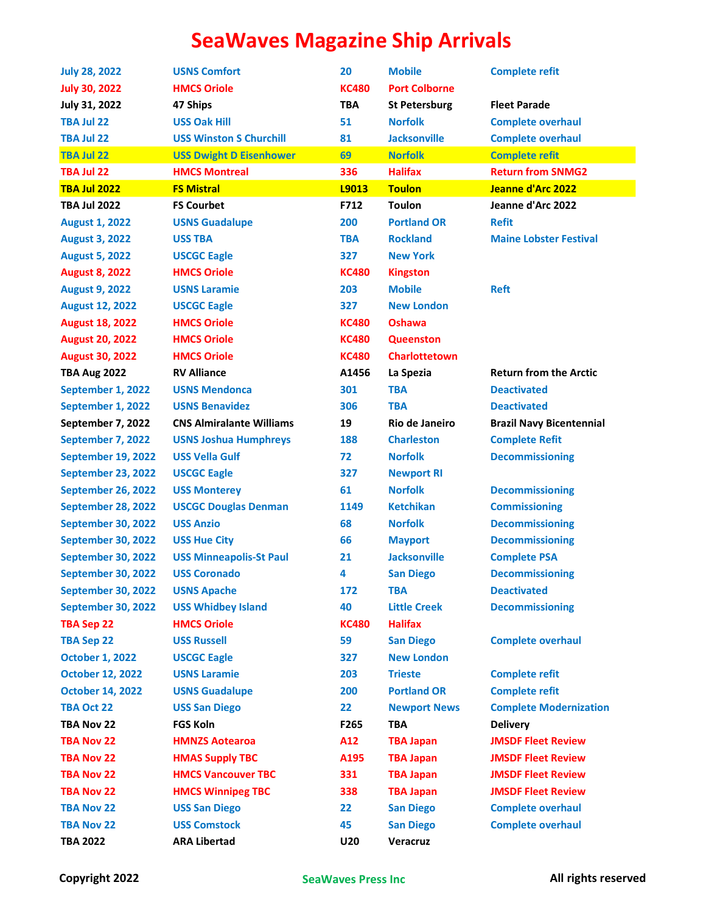# SeaWaves Magazine Ship Arrivals

| | | | | |
|---|---|---|---|---|
| July 28, 2022 | USNS Comfort | 20 | Mobile | Complete refit |
| July 30, 2022 | HMCS Oriole | KC480 | Port Colborne | |
| July 31, 2022 | 47 Ships | TBA | St Petersburg | Fleet Parade |
| TBA Jul 22 | USS Oak Hill | 51 | Norfolk | Complete overhaul |
| TBA Jul 22 | USS Winston S Churchill | 81 | Jacksonville | Complete overhaul |
| TBA Jul 22 | USS Dwight D Eisenhower | 69 | Norfolk | Complete refit |
| TBA Jul 22 | HMCS Montreal | 336 | Halifax | Return from SNMG2 |
| TBA Jul 2022 | FS Mistral | L9013 | Toulon | Jeanne d'Arc 2022 |
| TBA Jul 2022 | FS Courbet | F712 | Toulon | Jeanne d'Arc 2022 |
| August 1, 2022 | USNS Guadalupe | 200 | Portland OR | Refit |
| August 3, 2022 | USS TBA | TBA | Rockland | Maine Lobster Festival |
| August 5, 2022 | USCGC Eagle | 327 | New York | |
| August 8, 2022 | HMCS Oriole | KC480 | Kingston | |
| August 9, 2022 | USNS Laramie | 203 | Mobile | Reft |
| August 12, 2022 | USCGC Eagle | 327 | New London | |
| August 18, 2022 | HMCS Oriole | KC480 | Oshawa | |
| August 20, 2022 | HMCS Oriole | KC480 | Queenston | |
| August 30, 2022 | HMCS Oriole | KC480 | Charlottetown | |
| TBA Aug 2022 | RV Alliance | A1456 | La Spezia | Return from the Arctic |
| September 1, 2022 | USNS Mendonca | 301 | TBA | Deactivated |
| September 1, 2022 | USNS Benavidez | 306 | TBA | Deactivated |
| September 7, 2022 | CNS Almiralante Williams | 19 | Rio de Janeiro | Brazil Navy Bicentennial |
| September 7, 2022 | USNS Joshua Humphreys | 188 | Charleston | Complete Refit |
| September 19, 2022 | USS Vella Gulf | 72 | Norfolk | Decommissioning |
| September 23, 2022 | USCGC Eagle | 327 | Newport RI | |
| September 26, 2022 | USS Monterey | 61 | Norfolk | Decommissioning |
| September 28, 2022 | USCGC Douglas Denman | 1149 | Ketchikan | Commissioning |
| September 30, 2022 | USS Anzio | 68 | Norfolk | Decommissioning |
| September 30, 2022 | USS Hue City | 66 | Mayport | Decommissioning |
| September 30, 2022 | USS Minneapolis-St Paul | 21 | Jacksonville | Complete PSA |
| September 30, 2022 | USS Coronado | 4 | San Diego | Decommissioning |
| September 30, 2022 | USNS Apache | 172 | TBA | Deactivated |
| September 30, 2022 | USS Whidbey Island | 40 | Little Creek | Decommissioning |
| TBA Sep 22 | HMCS Oriole | KC480 | Halifax | |
| TBA Sep 22 | USS Russell | 59 | San Diego | Complete overhaul |
| October 1, 2022 | USCGC Eagle | 327 | New London | |
| October 12, 2022 | USNS Laramie | 203 | Trieste | Complete refit |
| October 14, 2022 | USNS Guadalupe | 200 | Portland OR | Complete refit |
| TBA Oct 22 | USS San Diego | 22 | Newport News | Complete Modernization |
| TBA Nov 22 | FGS Koln | F265 | TBA | Delivery |
| TBA Nov 22 | HMNZS Aotearoa | A12 | TBA Japan | JMSDF Fleet Review |
| TBA Nov 22 | HMAS Supply TBC | A195 | TBA Japan | JMSDF Fleet Review |
| TBA Nov 22 | HMCS Vancouver TBC | 331 | TBA Japan | JMSDF Fleet Review |
| TBA Nov 22 | HMCS Winnipeg TBC | 338 | TBA Japan | JMSDF Fleet Review |
| TBA Nov 22 | USS San Diego | 22 | San Diego | Complete overhaul |
| TBA Nov 22 | USS Comstock | 45 | San Diego | Complete overhaul |
| TBA 2022 | ARA Libertad | U20 | Veracruz | |

Copyright 2022 SeaWaves Press Inc All rights reserved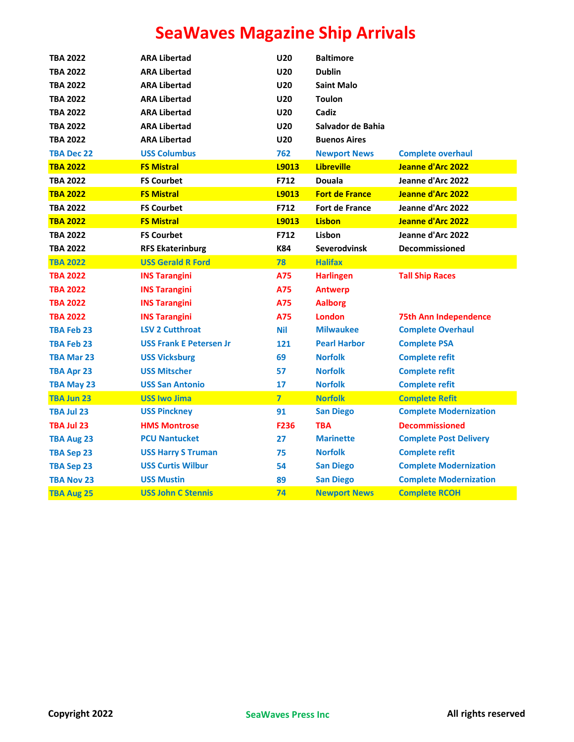# SeaWaves Magazine Ship Arrivals

| | | | | |
|---|---|---|---|---|
| TBA 2022 | ARA Libertad | U20 | Baltimore | |
| TBA 2022 | ARA Libertad | U20 | Dublin | |
| TBA 2022 | ARA Libertad | U20 | Saint Malo | |
| TBA 2022 | ARA Libertad | U20 | Toulon | |
| TBA 2022 | ARA Libertad | U20 | Cadiz | |
| TBA 2022 | ARA Libertad | U20 | Salvador de Bahia | |
| TBA 2022 | ARA Libertad | U20 | Buenos Aires | |
| TBA Dec 22 | USS Columbus | 762 | Newport News | Complete overhaul |
| TBA 2022 | FS Mistral | L9013 | Libreville | Jeanne d'Arc 2022 |
| TBA 2022 | FS Courbet | F712 | Douala | Jeanne d'Arc 2022 |
| TBA 2022 | FS Mistral | L9013 | Fort de France | Jeanne d'Arc 2022 |
| TBA 2022 | FS Courbet | F712 | Fort de France | Jeanne d'Arc 2022 |
| TBA 2022 | FS Mistral | L9013 | Lisbon | Jeanne d'Arc 2022 |
| TBA 2022 | FS Courbet | F712 | Lisbon | Jeanne d'Arc 2022 |
| TBA 2022 | RFS Ekaterinburg | K84 | Severodvinsk | Decommissioned |
| TBA 2022 | USS Gerald R Ford | 78 | Halifax | |
| TBA 2022 | INS Tarangini | A75 | Harlingen | Tall Ship Races |
| TBA 2022 | INS Tarangini | A75 | Antwerp | |
| TBA 2022 | INS Tarangini | A75 | Aalborg | |
| TBA 2022 | INS Tarangini | A75 | London | 75th Ann Independence |
| TBA Feb 23 | LSV 2 Cutthroat | Nil | Milwaukee | Complete Overhaul |
| TBA Feb 23 | USS Frank E Petersen Jr | 121 | Pearl Harbor | Complete PSA |
| TBA Mar 23 | USS Vicksburg | 69 | Norfolk | Complete refit |
| TBA Apr 23 | USS Mitscher | 57 | Norfolk | Complete refit |
| TBA May 23 | USS San Antonio | 17 | Norfolk | Complete refit |
| TBA Jun 23 | USS Iwo Jima | 7 | Norfolk | Complete Refit |
| TBA Jul 23 | USS Pinckney | 91 | San Diego | Complete Modernization |
| TBA Jul 23 | HMS Montrose | F236 | TBA | Decommissioned |
| TBA Aug 23 | PCU Nantucket | 27 | Marinette | Complete Post Delivery |
| TBA Sep 23 | USS Harry S Truman | 75 | Norfolk | Complete refit |
| TBA Sep 23 | USS Curtis Wilbur | 54 | San Diego | Complete Modernization |
| TBA Nov 23 | USS Mustin | 89 | San Diego | Complete Modernization |
| TBA Aug 25 | USS John C Stennis | 74 | Newport News | Complete RCOH |

Copyright 2022 SeaWaves Press Inc All rights reserved